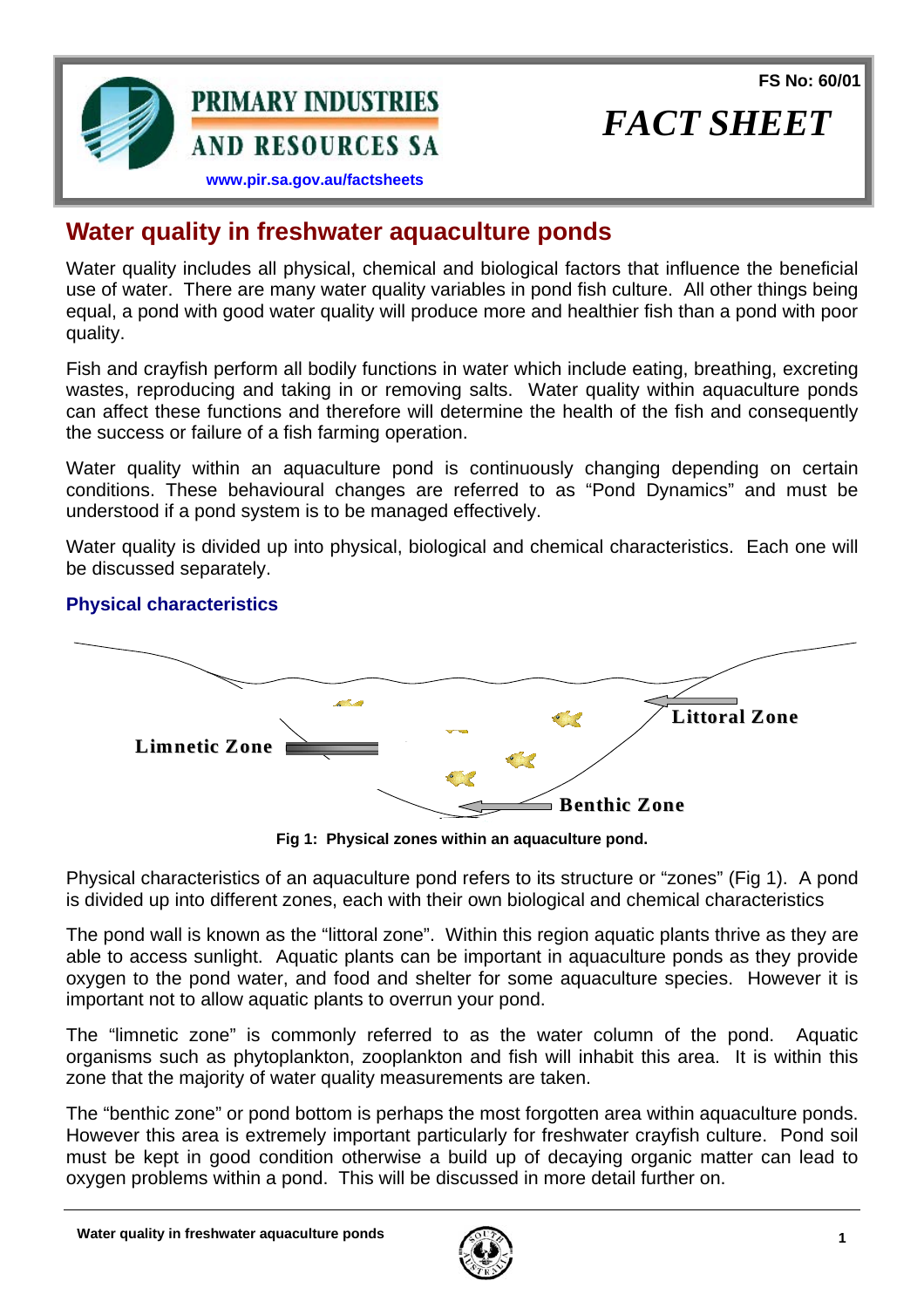PRIMARY INDUSTRIES AND RESOURCES SA

www.pir.sa.gov.au/factsheets

FS No: 60/01

*FACT SHEET*

# Water quality in freshwater aquaculture ponds

Water quality includes all physical, chemical and biological factors that influence the beneficial use of water. There are many water quality variables in pond fish culture. All other things being equal, a pond with good water quality will produce more and healthier fish than a pond with poor quality.

Fish and crayfish perform all bodily functions in water which include eating, breathing, excreting wastes, reproducing and taking in or removing salts. Water quality within aquaculture ponds can affect these functions and therefore will determine the health of the fish and consequently the success or failure of a fish farming operation.

Water quality within an aquaculture pond is continuously changing depending on certain conditions. These behavioural changes are referred to as "Pond Dynamics" and must be understood if a pond system is to be managed effectively.

Water quality is divided up into physical, biological and chemical characteristics. Each one will be discussed separately.

## Physical characteristics

Limnetic Zone

Littoral Zone

Benthic Zone

**Fig 1: Physical zones within an aquaculture pond.**

Physical characteristics of an aquaculture pond refers to its structure or "zones" (Fig 1). A pond is divided up into different zones, each with their own biological and chemical characteristics

The pond wall is known as the "littoral zone". Within this region aquatic plants thrive as they are able to access sunlight. Aquatic plants can be important in aquaculture ponds as they provide oxygen to the pond water, and food and shelter for some aquaculture species. However it is important not to allow aquatic plants to overrun your pond.

The "limnetic zone" is commonly referred to as the water column of the pond. Aquatic organisms such as phytoplankton, zooplankton and fish will inhabit this area. It is within this zone that the majority of water quality measurements are taken.

The "benthic zone" or pond bottom is perhaps the most forgotten area within aquaculture ponds. However this area is extremely important particularly for freshwater crayfish culture. Pond soil must be kept in good condition otherwise a build up of decaying organic matter can lead to oxygen problems within a pond. This will be discussed in more detail further on.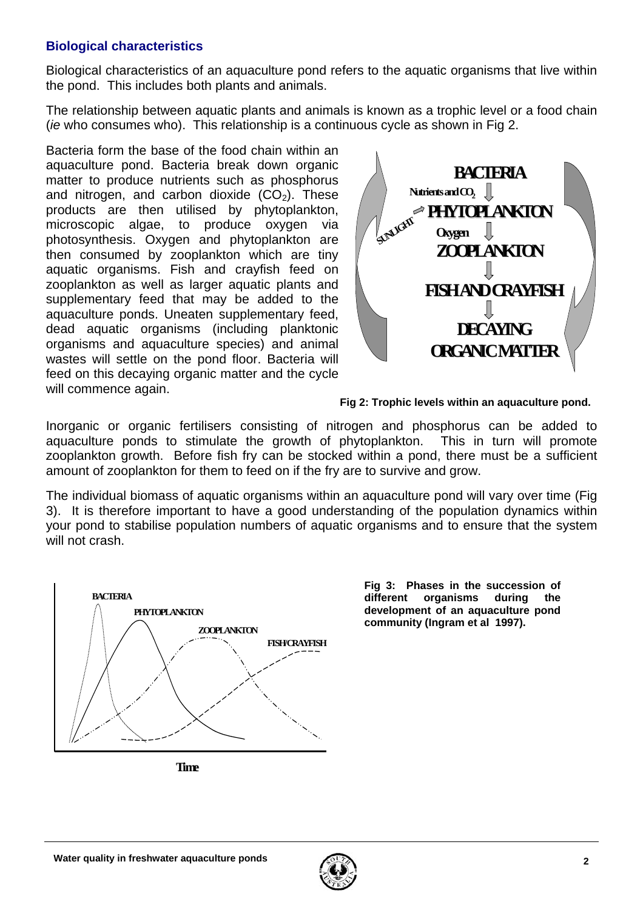### Biological characteristics

Biological characteristics of an aquaculture pond refers to the aquatic organisms that live within the pond. This includes both plants and animals.

The relationship between aquatic plants and animals is known as a trophic level or a food chain (*ie* who consumes who). This relationship is a continuous cycle as shown in Fig 2.

Bacteria form the base of the food chain within an aquaculture pond. Bacteria break down organic matter to produce nutrients such as phosphorus and nitrogen, and carbon dioxide ($CO_2$). These products are then utilised by phytoplankton, microscopic algae, to produce oxygen via photosynthesis. Oxygen and phytoplankton are then consumed by zooplankton which are tiny aquatic organisms. Fish and crayfish feed on zooplankton as well as larger aquatic plants and supplementary feed that may be added to the aquaculture ponds. Uneaten supplementary feed, dead aquatic organisms (including planktonic organisms and aquaculture species) and animal wastes will settle on the pond floor. Bacteria will feed on this decaying organic matter and the cycle will commence again.

**Fig 2: Trophic levels within an aquaculture pond.**

Inorganic or organic fertilisers consisting of nitrogen and phosphorus can be added to aquaculture ponds to stimulate the growth of phytoplankton. This in turn will promote zooplankton growth. Before fish fry can be stocked within a pond, there must be a sufficient amount of zooplankton for them to feed on if the fry are to survive and grow.

The individual biomass of aquatic organisms within an aquaculture pond will vary over time (Fig 3). It is therefore important to have a good understanding of the population dynamics within your pond to stabilise population numbers of aquatic organisms and to ensure that the system will not crash.

**Fig 3: Phases in the succession of different organisms during the development of an aquaculture pond community (Ingram et al 1997).**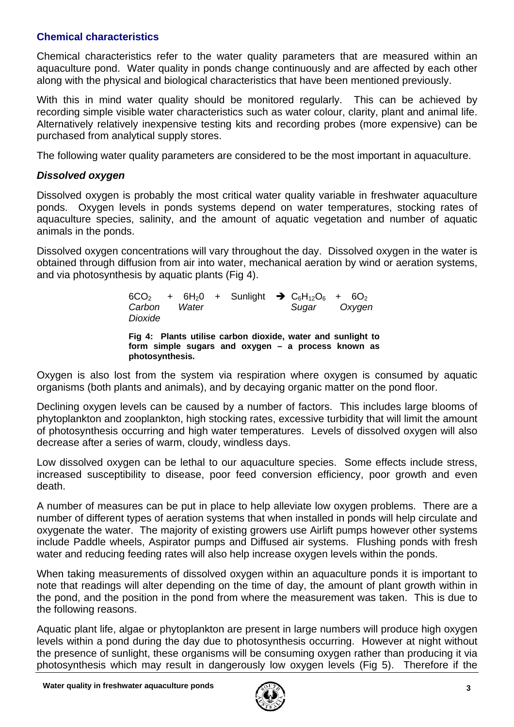### Chemical characteristics

Chemical characteristics refer to the water quality parameters that are measured within an aquaculture pond. Water quality in ponds change continuously and are affected by each other along with the physical and biological characteristics that have been mentioned previously.

With this in mind water quality should be monitored regularly. This can be achieved by recording simple visible water characteristics such as water colour, clarity, plant and animal life. Alternatively relatively inexpensive testing kits and recording probes (more expensive) can be purchased from analytical supply stores.

The following water quality parameters are considered to be the most important in aquaculture.

#### *Dissolved oxygen*

Dissolved oxygen is probably the most critical water quality variable in freshwater aquaculture ponds. Oxygen levels in ponds systems depend on water temperatures, stocking rates of aquaculture species, salinity, and the amount of aquatic vegetation and number of aquatic animals in the ponds.

Dissolved oxygen concentrations will vary throughout the day. Dissolved oxygen in the water is obtained through diffusion from air into water, mechanical aeration by wind or aeration systems, and via photosynthesis by aquatic plants (Fig 4).

$$\underset{\text{Carbon Dioxide}}{6CO_2} + \underset{\text{Water}}{6H_20} + \text{Sunlight} \rightarrow \underset{\text{Sugar}}{C_6H_{12}O_6} + \underset{\text{Oxygen}}{6O_2}$$

**Fig 4: Plants utilise carbon dioxide, water and sunlight to form simple sugars and oxygen – a process known as photosynthesis.**

Oxygen is also lost from the system via respiration where oxygen is consumed by aquatic organisms (both plants and animals), and by decaying organic matter on the pond floor.

Declining oxygen levels can be caused by a number of factors. This includes large blooms of phytoplankton and zooplankton, high stocking rates, excessive turbidity that will limit the amount of photosynthesis occurring and high water temperatures. Levels of dissolved oxygen will also decrease after a series of warm, cloudy, windless days.

Low dissolved oxygen can be lethal to our aquaculture species. Some effects include stress, increased susceptibility to disease, poor feed conversion efficiency, poor growth and even death.

A number of measures can be put in place to help alleviate low oxygen problems. There are a number of different types of aeration systems that when installed in ponds will help circulate and oxygenate the water. The majority of existing growers use Airlift pumps however other systems include Paddle wheels, Aspirator pumps and Diffused air systems. Flushing ponds with fresh water and reducing feeding rates will also help increase oxygen levels within the ponds.

When taking measurements of dissolved oxygen within an aquaculture ponds it is important to note that readings will alter depending on the time of day, the amount of plant growth within in the pond, and the position in the pond from where the measurement was taken. This is due to the following reasons.

Aquatic plant life, algae or phytoplankton are present in large numbers will produce high oxygen levels within a pond during the day due to photosynthesis occurring. However at night without the presence of sunlight, these organisms will be consuming oxygen rather than producing it via photosynthesis which may result in dangerously low oxygen levels (Fig 5). Therefore if the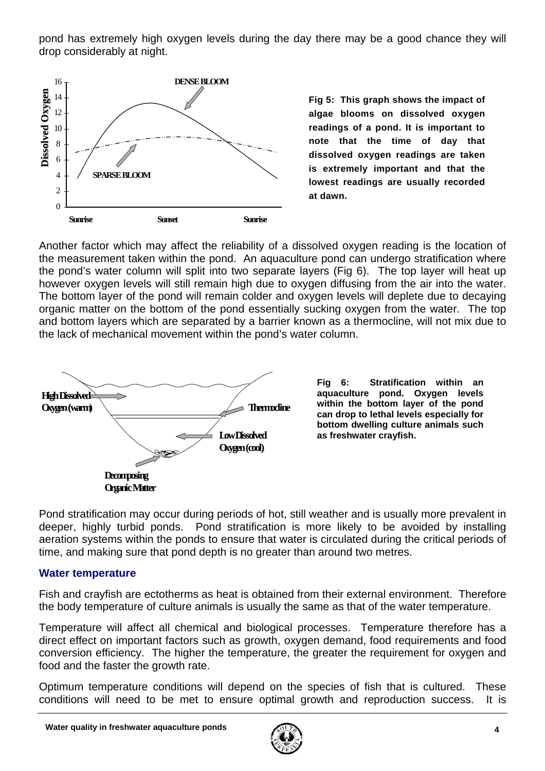pond has extremely high oxygen levels during the day there may be a good chance they will drop considerably at night.

**Fig 5: This graph shows the impact of algae blooms on dissolved oxygen readings of a pond. It is important to note that the time of day that dissolved oxygen readings are taken is extremely important and that the lowest readings are usually recorded at dawn.**

Another factor which may affect the reliability of a dissolved oxygen reading is the location of the measurement taken within the pond. An aquaculture pond can undergo stratification where the pond's water column will split into two separate layers (Fig 6). The top layer will heat up however oxygen levels will still remain high due to oxygen diffusing from the air into the water. The bottom layer of the pond will remain colder and oxygen levels will deplete due to decaying organic matter on the bottom of the pond essentially sucking oxygen from the water. The top and bottom layers which are separated by a barrier known as a thermocline, will not mix due to the lack of mechanical movement within the pond's water column.

**Fig 6: Stratification within an aquaculture pond. Oxygen levels within the bottom layer of the pond can drop to lethal levels especially for bottom dwelling culture animals such as freshwater crayfish.**

Pond stratification may occur during periods of hot, still weather and is usually more prevalent in deeper, highly turbid ponds. Pond stratification is more likely to be avoided by installing aeration systems within the ponds to ensure that water is circulated during the critical periods of time, and making sure that pond depth is no greater than around two metres.

## Water temperature

Fish and crayfish are ectotherms as heat is obtained from their external environment. Therefore the body temperature of culture animals is usually the same as that of the water temperature.

Temperature will affect all chemical and biological processes. Temperature therefore has a direct effect on important factors such as growth, oxygen demand, food requirements and food conversion efficiency. The higher the temperature, the greater the requirement for oxygen and food and the faster the growth rate.

Optimum temperature conditions will depend on the species of fish that is cultured. These conditions will need to be met to ensure optimal growth and reproduction success. It is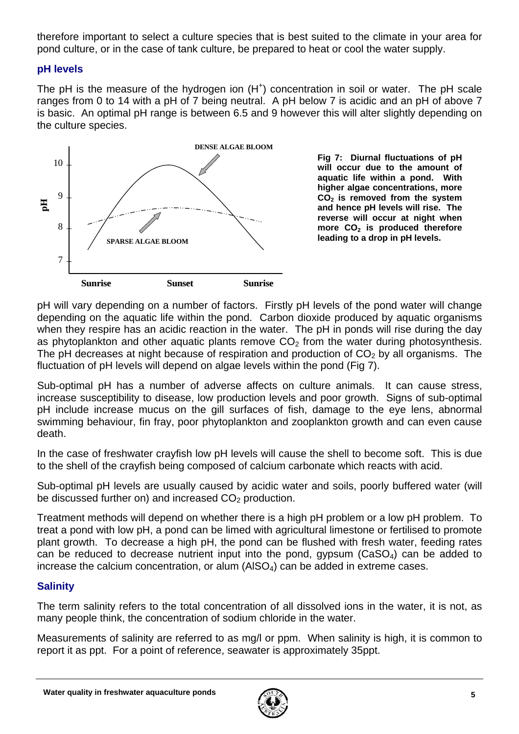therefore important to select a culture species that is best suited to the climate in your area for pond culture, or in the case of tank culture, be prepared to heat or cool the water supply.

### pH levels

The pH is the measure of the hydrogen ion ($H^+$) concentration in soil or water. The pH scale ranges from 0 to 14 with a pH of 7 being neutral. A pH below 7 is acidic and an pH of above 7 is basic. An optimal pH range is between 6.5 and 9 however this will alter slightly depending on the culture species.

**Fig 7: Diurnal fluctuations of pH will occur due to the amount of aquatic life within a pond. With higher algae concentrations, more $CO_2$ is removed from the system and hence pH levels will rise. The reverse will occur at night when more $CO_2$ is produced therefore leading to a drop in pH levels.**

pH will vary depending on a number of factors. Firstly pH levels of the pond water will change depending on the aquatic life within the pond. Carbon dioxide produced by aquatic organisms when they respire has an acidic reaction in the water. The pH in ponds will rise during the day as phytoplankton and other aquatic plants remove $CO_2$ from the water during photosynthesis. The pH decreases at night because of respiration and production of $CO_2$ by all organisms. The fluctuation of pH levels will depend on algae levels within the pond (Fig 7).

Sub-optimal pH has a number of adverse affects on culture animals. It can cause stress, increase susceptibility to disease, low production levels and poor growth. Signs of sub-optimal pH include increase mucus on the gill surfaces of fish, damage to the eye lens, abnormal swimming behaviour, fin fray, poor phytoplankton and zooplankton growth and can even cause death.

In the case of freshwater crayfish low pH levels will cause the shell to become soft. This is due to the shell of the crayfish being composed of calcium carbonate which reacts with acid.

Sub-optimal pH levels are usually caused by acidic water and soils, poorly buffered water (will be discussed further on) and increased $CO_2$ production.

Treatment methods will depend on whether there is a high pH problem or a low pH problem. To treat a pond with low pH, a pond can be limed with agricultural limestone or fertilised to promote plant growth. To decrease a high pH, the pond can be flushed with fresh water, feeding rates can be reduced to decrease nutrient input into the pond, gypsum ($CaSO_4$) can be added to increase the calcium concentration, or alum ($AlSO_4$) can be added in extreme cases.

### Salinity

The term salinity refers to the total concentration of all dissolved ions in the water, it is not, as many people think, the concentration of sodium chloride in the water.

Measurements of salinity are referred to as mg/l or ppm. When salinity is high, it is common to report it as ppt. For a point of reference, seawater is approximately 35ppt.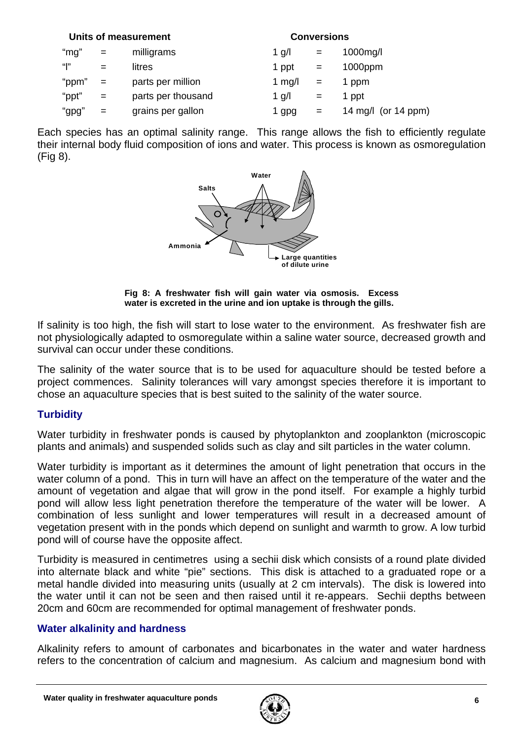| Units of measurement | | | Conversions | | |
|---|---|---|---|---|---|
| "mg" | = | milligrams | 1 g/l | = | 1000mg/l |
| "l" | = | litres | 1 ppt | = | 1000ppm |
| "ppm" | = | parts per million | 1 mg/l | = | 1 ppm |
| "ppt" | = | parts per thousand | 1 g/l | = | 1 ppt |
| "gpg" | = | grains per gallon | 1 gpg | = | 14 mg/l (or 14 ppm) |

Each species has an optimal salinity range. This range allows the fish to efficiently regulate their internal body fluid composition of ions and water. This process is known as osmoregulation (Fig 8).

**Fig 8: A freshwater fish will gain water via osmosis. Excess water is excreted in the urine and ion uptake is through the gills.**

If salinity is too high, the fish will start to lose water to the environment. As freshwater fish are not physiologically adapted to osmoregulate within a saline water source, decreased growth and survival can occur under these conditions.

The salinity of the water source that is to be used for aquaculture should be tested before a project commences. Salinity tolerances will vary amongst species therefore it is important to chose an aquaculture species that is best suited to the salinity of the water source.

## Turbidity

Water turbidity in freshwater ponds is caused by phytoplankton and zooplankton (microscopic plants and animals) and suspended solids such as clay and silt particles in the water column.

Water turbidity is important as it determines the amount of light penetration that occurs in the water column of a pond. This in turn will have an affect on the temperature of the water and the amount of vegetation and algae that will grow in the pond itself. For example a highly turbid pond will allow less light penetration therefore the temperature of the water will be lower. A combination of less sunlight and lower temperatures will result in a decreased amount of vegetation present with in the ponds which depend on sunlight and warmth to grow. A low turbid pond will of course have the opposite affect.

Turbidity is measured in centimetres using a sechii disk which consists of a round plate divided into alternate black and white "pie" sections. This disk is attached to a graduated rope or a metal handle divided into measuring units (usually at 2 cm intervals). The disk is lowered into the water until it can not be seen and then raised until it re-appears. Sechii depths between 20cm and 60cm are recommended for optimal management of freshwater ponds.

## Water alkalinity and hardness

Alkalinity refers to amount of carbonates and bicarbonates in the water and water hardness refers to the concentration of calcium and magnesium. As calcium and magnesium bond with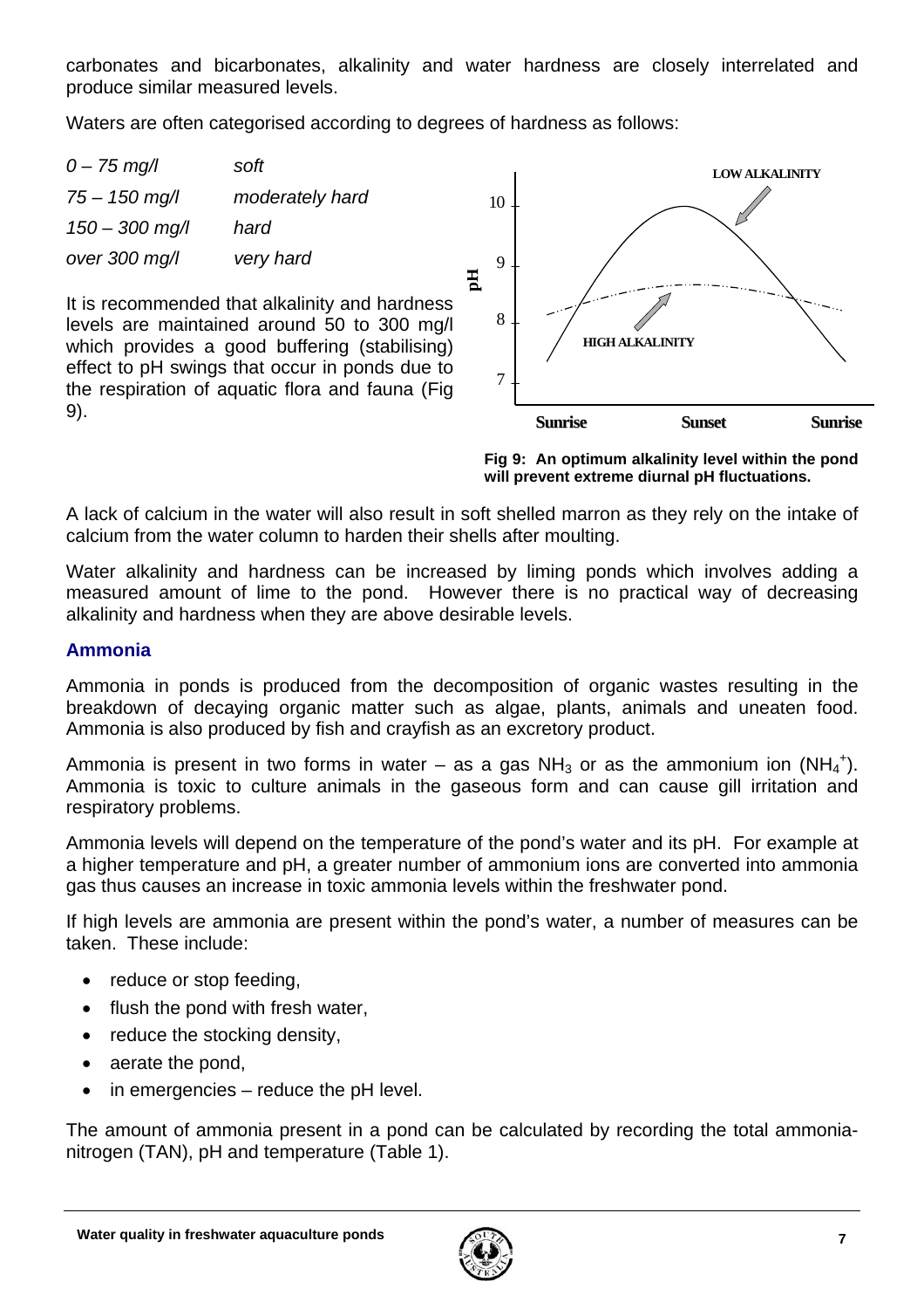carbonates and bicarbonates, alkalinity and water hardness are closely interrelated and produce similar measured levels.

Waters are often categorised according to degrees of hardness as follows:

| | |
|---|---|
| *0 – 75 mg/l* | *soft* |
| *75 – 150 mg/l* | *moderately hard* |
| *150 – 300 mg/l* | *hard* |
| *over 300 mg/l* | *very hard* |

It is recommended that alkalinity and hardness levels are maintained around 50 to 300 mg/l which provides a good buffering (stabilising) effect to pH swings that occur in ponds due to the respiration of aquatic flora and fauna (Fig 9).

**Fig 9: An optimum alkalinity level within the pond will prevent extreme diurnal pH fluctuations.**

A lack of calcium in the water will also result in soft shelled marron as they rely on the intake of calcium from the water column to harden their shells after moulting.

Water alkalinity and hardness can be increased by liming ponds which involves adding a measured amount of lime to the pond. However there is no practical way of decreasing alkalinity and hardness when they are above desirable levels.

## Ammonia

Ammonia in ponds is produced from the decomposition of organic wastes resulting in the breakdown of decaying organic matter such as algae, plants, animals and uneaten food. Ammonia is also produced by fish and crayfish as an excretory product.

Ammonia is present in two forms in water – as a gas $NH_3$ or as the ammonium ion ($NH_4^+$). Ammonia is toxic to culture animals in the gaseous form and can cause gill irritation and respiratory problems.

Ammonia levels will depend on the temperature of the pond's water and its pH. For example at a higher temperature and pH, a greater number of ammonium ions are converted into ammonia gas thus causes an increase in toxic ammonia levels within the freshwater pond.

If high levels are ammonia are present within the pond's water, a number of measures can be taken. These include:

- reduce or stop feeding,
- flush the pond with fresh water,
- reduce the stocking density,
- aerate the pond,
- in emergencies – reduce the pH level.

The amount of ammonia present in a pond can be calculated by recording the total ammonia-nitrogen (TAN), pH and temperature (Table 1).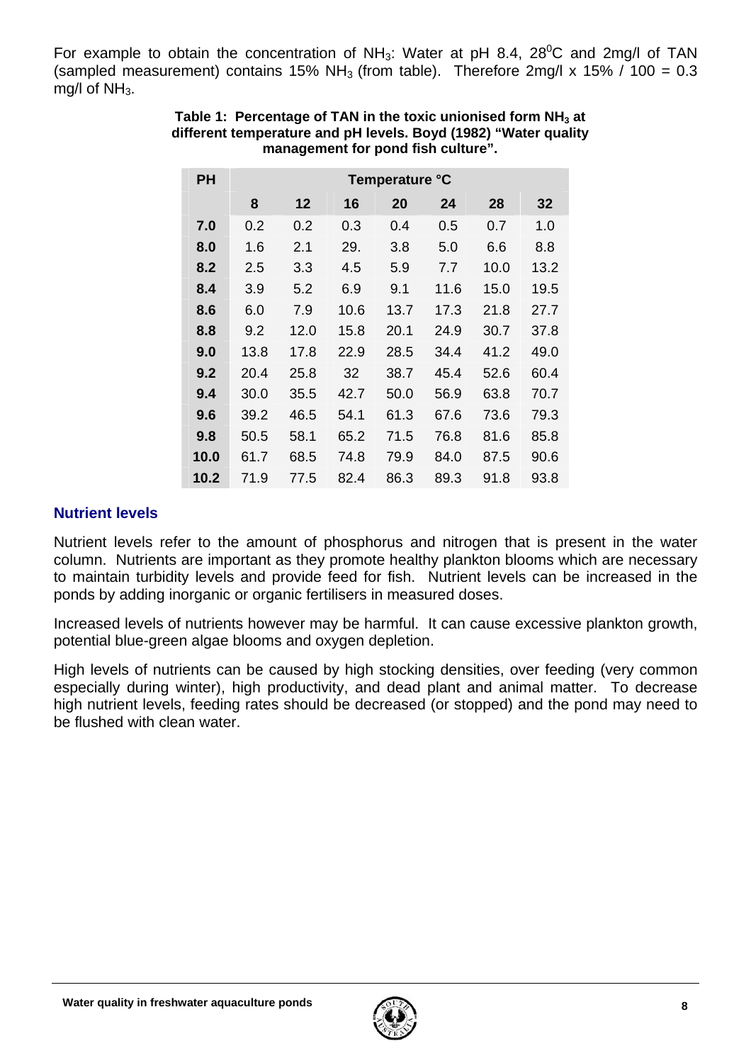For example to obtain the concentration of $NH_3$: Water at pH 8.4, $28^0C$ and 2mg/l of TAN (sampled measurement) contains 15% $NH_3$ (from table). Therefore 2mg/l x 15% / 100 = 0.3 mg/l of $NH_3$.

**Table 1: Percentage of TAN in the toxic unionised form $NH_3$ at different temperature and pH levels. Boyd (1982) "Water quality management for pond fish culture".**

| PH | Temperature °C | | | | | | |
|---|---|---|---|---|---|---|---|
| | **8** | **12** | **16** | **20** | **24** | **28** | **32** |
| **7.0** | 0.2 | 0.2 | 0.3 | 0.4 | 0.5 | 0.7 | 1.0 |
| **8.0** | 1.6 | 2.1 | 29. | 3.8 | 5.0 | 6.6 | 8.8 |
| **8.2** | 2.5 | 3.3 | 4.5 | 5.9 | 7.7 | 10.0 | 13.2 |
| **8.4** | 3.9 | 5.2 | 6.9 | 9.1 | 11.6 | 15.0 | 19.5 |
| **8.6** | 6.0 | 7.9 | 10.6 | 13.7 | 17.3 | 21.8 | 27.7 |
| **8.8** | 9.2 | 12.0 | 15.8 | 20.1 | 24.9 | 30.7 | 37.8 |
| **9.0** | 13.8 | 17.8 | 22.9 | 28.5 | 34.4 | 41.2 | 49.0 |
| **9.2** | 20.4 | 25.8 | 32 | 38.7 | 45.4 | 52.6 | 60.4 |
| **9.4** | 30.0 | 35.5 | 42.7 | 50.0 | 56.9 | 63.8 | 70.7 |
| **9.6** | 39.2 | 46.5 | 54.1 | 61.3 | 67.6 | 73.6 | 79.3 |
| **9.8** | 50.5 | 58.1 | 65.2 | 71.5 | 76.8 | 81.6 | 85.8 |
| **10.0** | 61.7 | 68.5 | 74.8 | 79.9 | 84.0 | 87.5 | 90.6 |
| **10.2** | 71.9 | 77.5 | 82.4 | 86.3 | 89.3 | 91.8 | 93.8 |

## Nutrient levels

Nutrient levels refer to the amount of phosphorus and nitrogen that is present in the water column. Nutrients are important as they promote healthy plankton blooms which are necessary to maintain turbidity levels and provide feed for fish. Nutrient levels can be increased in the ponds by adding inorganic or organic fertilisers in measured doses.

Increased levels of nutrients however may be harmful. It can cause excessive plankton growth, potential blue-green algae blooms and oxygen depletion.

High levels of nutrients can be caused by high stocking densities, over feeding (very common especially during winter), high productivity, and dead plant and animal matter. To decrease high nutrient levels, feeding rates should be decreased (or stopped) and the pond may need to be flushed with clean water.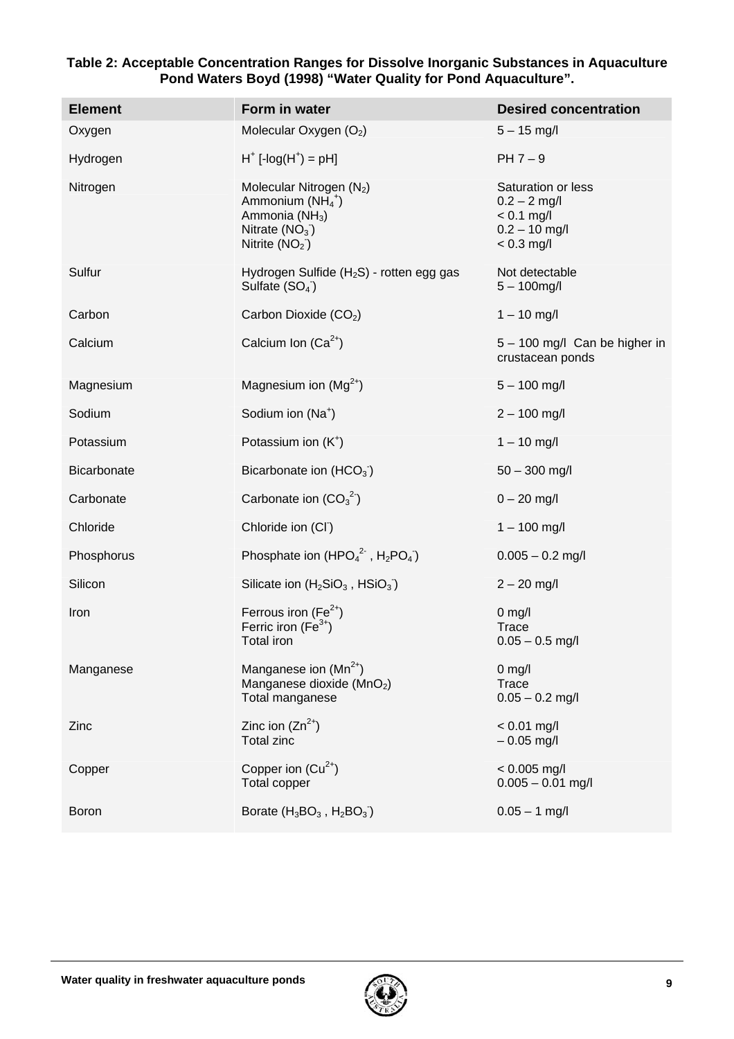**Table 2: Acceptable Concentration Ranges for Dissolve Inorganic Substances in Aquaculture Pond Waters Boyd (1998) "Water Quality for Pond Aquaculture".**

| Element | Form in water | Desired concentration |
|---|---|---|
| Oxygen | Molecular Oxygen ($O_2$) | 5 – 15 mg/l |
| Hydrogen | $H^+$ [-log($H^+$) = pH] | PH 7 – 9 |
| Nitrogen | Molecular Nitrogen ($N_2$)<br>Ammonium ($NH_4^+$)<br>Ammonia ($NH_3$)<br>Nitrate ($NO_3^-$)<br>Nitrite ($NO_2^-$) | Saturation or less<br>0.2 – 2 mg/l<br>< 0.1 mg/l<br>0.2 – 10 mg/l<br>< 0.3 mg/l |
| Sulfur | Hydrogen Sulfide ($H_2S$) - rotten egg gas<br>Sulfate ($SO_4^-$) | Not detectable<br>5 – 100mg/l |
| Carbon | Carbon Dioxide ($CO_2$) | 1 – 10 mg/l |
| Calcium | Calcium Ion ($Ca^{2+}$) | 5 – 100 mg/l Can be higher in crustacean ponds |
| Magnesium | Magnesium ion ($Mg^{2+}$) | 5 – 100 mg/l |
| Sodium | Sodium ion ($Na^+$) | 2 – 100 mg/l |
| Potassium | Potassium ion ($K^+$) | 1 – 10 mg/l |
| Bicarbonate | Bicarbonate ion ($HCO_3^-$) | 50 – 300 mg/l |
| Carbonate | Carbonate ion ($CO_3^{2-}$) | 0 – 20 mg/l |
| Chloride | Chloride ion ($Cl^-$) | 1 – 100 mg/l |
| Phosphorus | Phosphate ion ($HPO_4^{2-}$ , $H_2PO_4^-$) | 0.005 – 0.2 mg/l |
| Silicon | Silicate ion ($H_2SiO_3$ , $HSiO_3^-$) | 2 – 20 mg/l |
| Iron | Ferrous iron ($Fe^{2+}$)<br>Ferric iron ($Fe^{3+}$)<br>Total iron | 0 mg/l<br>Trace<br>0.05 – 0.5 mg/l |
| Manganese | Manganese ion ($Mn^{2+}$)<br>Manganese dioxide ($MnO_2$)<br>Total manganese | 0 mg/l<br>Trace<br>0.05 – 0.2 mg/l |
| Zinc | Zinc ion ($Zn^{2+}$)<br>Total zinc | < 0.01 mg/l<br>– 0.05 mg/l |
| Copper | Copper ion ($Cu^{2+}$)<br>Total copper | < 0.005 mg/l<br>0.005 – 0.01 mg/l |
| Boron | Borate ($H_3BO_3$ , $H_2BO_3^-$) | 0.05 – 1 mg/l |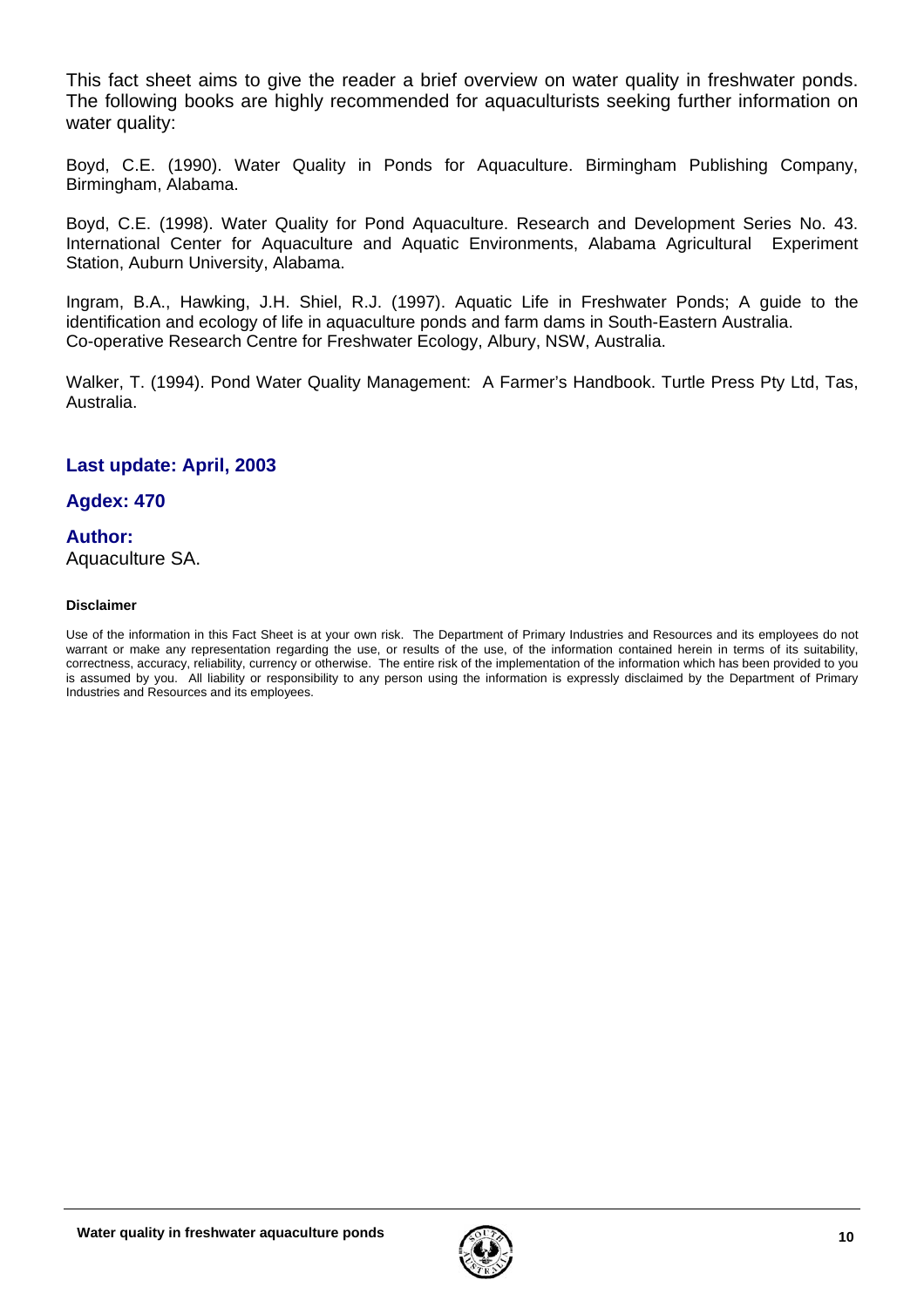This fact sheet aims to give the reader a brief overview on water quality in freshwater ponds. The following books are highly recommended for aquaculturists seeking further information on water quality:

Boyd, C.E. (1990). Water Quality in Ponds for Aquaculture. Birmingham Publishing Company, Birmingham, Alabama.

Boyd, C.E. (1998). Water Quality for Pond Aquaculture. Research and Development Series No. 43. International Center for Aquaculture and Aquatic Environments, Alabama Agricultural Experiment Station, Auburn University, Alabama.

Ingram, B.A., Hawking, J.H. Shiel, R.J. (1997). Aquatic Life in Freshwater Ponds; A guide to the identification and ecology of life in aquaculture ponds and farm dams in South-Eastern Australia. Co-operative Research Centre for Freshwater Ecology, Albury, NSW, Australia.

Walker, T. (1994). Pond Water Quality Management: A Farmer's Handbook. Turtle Press Pty Ltd, Tas, Australia.

**Last update: April, 2003**

**Agdex: 470**

**Author:**
Aquaculture SA.

**Disclaimer**

Use of the information in this Fact Sheet is at your own risk. The Department of Primary Industries and Resources and its employees do not warrant or make any representation regarding the use, or results of the use, of the information contained herein in terms of its suitability, correctness, accuracy, reliability, currency or otherwise. The entire risk of the implementation of the information which has been provided to you is assumed by you. All liability or responsibility to any person using the information is expressly disclaimed by the Department of Primary Industries and Resources and its employees.